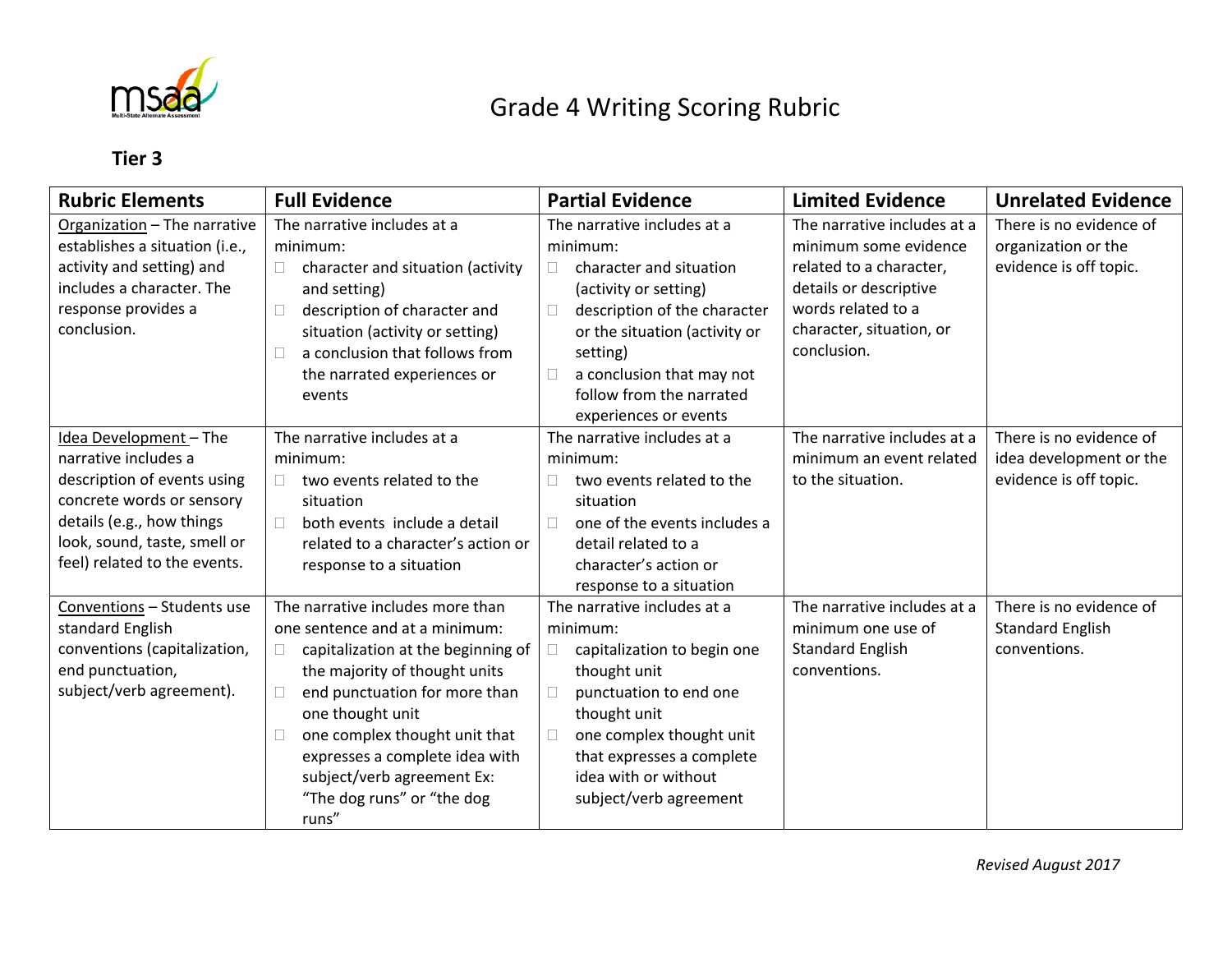# Grade 4 Writing Scoring Rubric

## Tier 3

| Rubric Elements | Full Evidence | Partial Evidence | Limited Evidence | Unrelated Evidence |
|---|---|---|---|---|
| Organization – The narrative establishes a situation (i.e., activity and setting) and includes a character. The response provides a conclusion. | The narrative includes at a minimum:<br>☐ character and situation (activity and setting)<br>☐ description of character and situation (activity or setting)<br>☐ a conclusion that follows from the narrated experiences or events | The narrative includes at a minimum:<br>☐ character and situation (activity or setting)<br>☐ description of the character or the situation (activity or setting)<br>☐ a conclusion that may not follow from the narrated experiences or events | The narrative includes at a minimum some evidence related to a character, details or descriptive words related to a character, situation, or conclusion. | There is no evidence of organization or the evidence is off topic. |
| Idea Development – The narrative includes a description of events using concrete words or sensory details (e.g., how things look, sound, taste, smell or feel) related to the events. | The narrative includes at a minimum:<br>☐ two events related to the situation<br>☐ both events include a detail related to a character's action or response to a situation | The narrative includes at a minimum:<br>☐ two events related to the situation<br>☐ one of the events includes a detail related to a character's action or response to a situation | The narrative includes at a minimum an event related to the situation. | There is no evidence of idea development or the evidence is off topic. |
| Conventions – Students use standard English conventions (capitalization, end punctuation, subject/verb agreement). | The narrative includes more than one sentence and at a minimum:<br>☐ capitalization at the beginning of the majority of thought units<br>☐ end punctuation for more than one thought unit<br>☐ one complex thought unit that expresses a complete idea with subject/verb agreement Ex: "The dog runs" or "the dog runs" | The narrative includes at a minimum:<br>☐ capitalization to begin one thought unit<br>☐ punctuation to end one thought unit<br>☐ one complex thought unit that expresses a complete idea with or without subject/verb agreement | The narrative includes at a minimum one use of Standard English conventions. | There is no evidence of Standard English conventions. |

*Revised August 2017*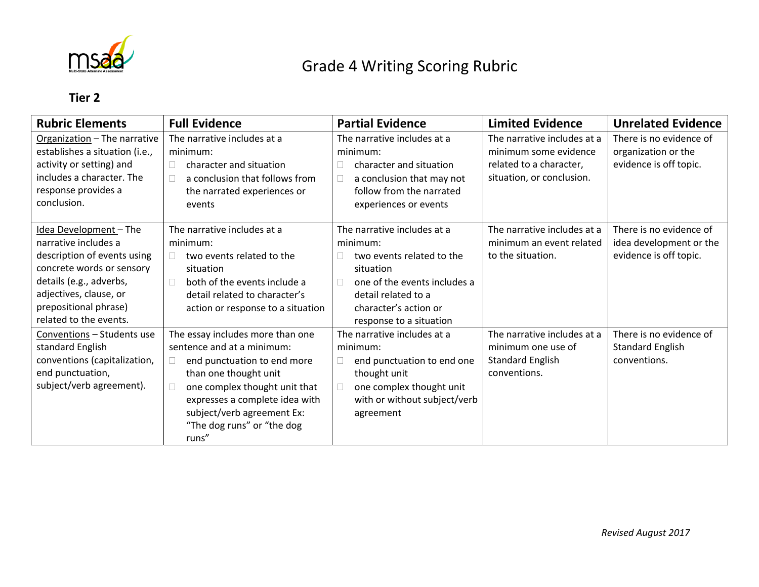# Grade 4 Writing Scoring Rubric

**Tier 2**

| **Rubric Elements** | **Full Evidence** | **Partial Evidence** | **Limited Evidence** | **Unrelated Evidence** |
|---|---|---|---|---|
| Organization – The narrative establishes a situation (i.e., activity or setting) and includes a character. The response provides a conclusion. | The narrative includes at a minimum: <br>☐ character and situation <br>☐ a conclusion that follows from the narrated experiences or events | The narrative includes at a minimum: <br>☐ character and situation <br>☐ a conclusion that may not follow from the narrated experiences or events | The narrative includes at a minimum some evidence related to a character, situation, or conclusion. | There is no evidence of organization or the evidence is off topic. |
| Idea Development – The narrative includes a description of events using concrete words or sensory details (e.g., adverbs, adjectives, clause, or prepositional phrase) related to the events. | The narrative includes at a minimum: <br>☐ two events related to the situation <br>☐ both of the events include a detail related to character's action or response to a situation | The narrative includes at a minimum: <br>☐ two events related to the situation <br>☐ one of the events includes a detail related to a character's action or response to a situation | The narrative includes at a minimum an event related to the situation. | There is no evidence of idea development or the evidence is off topic. |
| Conventions – Students use standard English conventions (capitalization, end punctuation, subject/verb agreement). | The essay includes more than one sentence and at a minimum: <br>☐ end punctuation to end more than one thought unit <br>☐ one complex thought unit that expresses a complete idea with subject/verb agreement Ex: "The dog runs" or "the dog runs" | The narrative includes at a minimum: <br>☐ end punctuation to end one thought unit <br>☐ one complex thought unit with or without subject/verb agreement | The narrative includes at a minimum one use of Standard English conventions. | There is no evidence of Standard English conventions. |

*Revised August 2017*